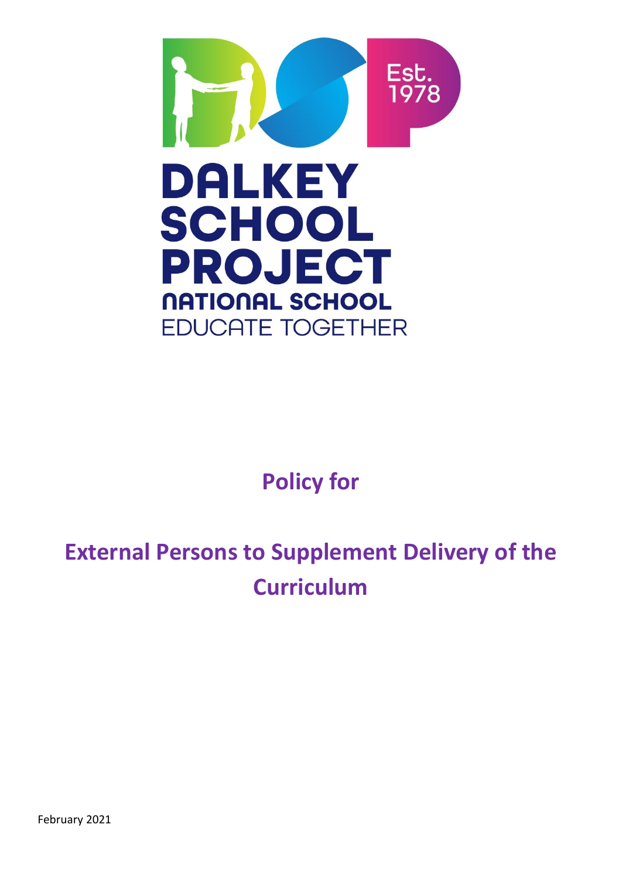DALKEY SCHOOL PROJECT NATIONAL SCHOOL

EDUCATE TOGETHER

Est. 1978

# Policy for

# External Persons to Supplement Delivery of the Curriculum

February 2021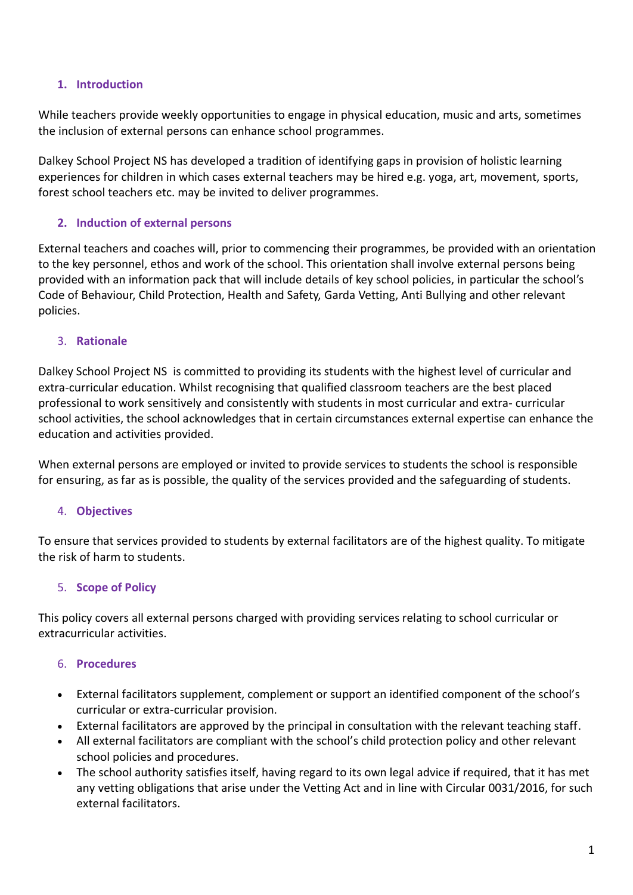## 1. Introduction

While teachers provide weekly opportunities to engage in physical education, music and arts, sometimes the inclusion of external persons can enhance school programmes.

Dalkey School Project NS has developed a tradition of identifying gaps in provision of holistic learning experiences for children in which cases external teachers may be hired e.g. yoga, art, movement, sports, forest school teachers etc. may be invited to deliver programmes.

## 2. Induction of external persons

External teachers and coaches will, prior to commencing their programmes, be provided with an orientation to the key personnel, ethos and work of the school. This orientation shall involve external persons being provided with an information pack that will include details of key school policies, in particular the school's Code of Behaviour, Child Protection, Health and Safety, Garda Vetting, Anti Bullying and other relevant policies.

## 3. Rationale

Dalkey School Project NS is committed to providing its students with the highest level of curricular and extra-curricular education. Whilst recognising that qualified classroom teachers are the best placed professional to work sensitively and consistently with students in most curricular and extra- curricular school activities, the school acknowledges that in certain circumstances external expertise can enhance the education and activities provided.

When external persons are employed or invited to provide services to students the school is responsible for ensuring, as far as is possible, the quality of the services provided and the safeguarding of students.

## 4. Objectives

To ensure that services provided to students by external facilitators are of the highest quality. To mitigate the risk of harm to students.

## 5. Scope of Policy

This policy covers all external persons charged with providing services relating to school curricular or extracurricular activities.

## 6. Procedures

- External facilitators supplement, complement or support an identified component of the school's curricular or extra-curricular provision.
- External facilitators are approved by the principal in consultation with the relevant teaching staff.
- All external facilitators are compliant with the school's child protection policy and other relevant school policies and procedures.
- The school authority satisfies itself, having regard to its own legal advice if required, that it has met any vetting obligations that arise under the Vetting Act and in line with Circular 0031/2016, for such external facilitators.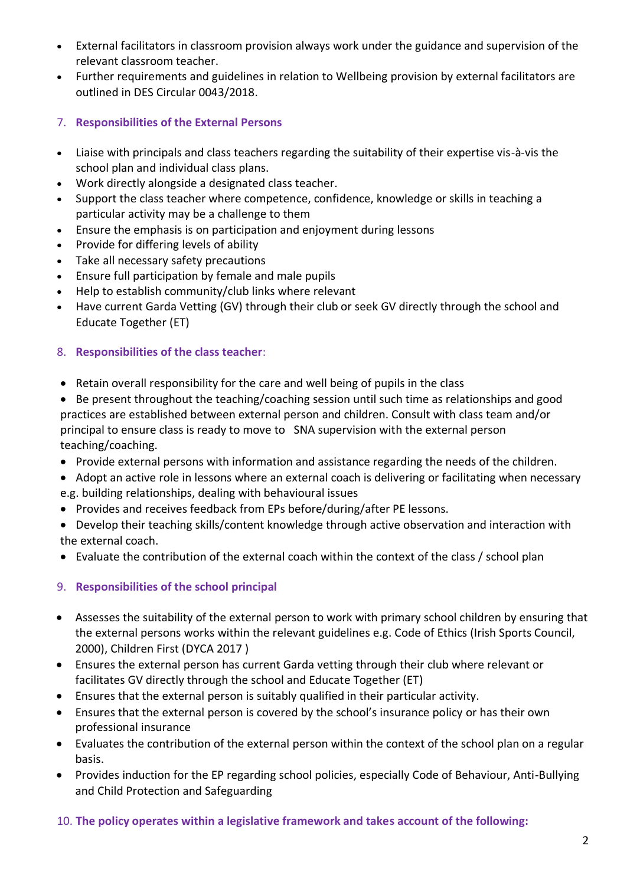- External facilitators in classroom provision always work under the guidance and supervision of the relevant classroom teacher.
- Further requirements and guidelines in relation to Wellbeing provision by external facilitators are outlined in DES Circular 0043/2018.

## 7. Responsibilities of the External Persons

- Liaise with principals and class teachers regarding the suitability of their expertise vis-à-vis the school plan and individual class plans.
- Work directly alongside a designated class teacher.
- Support the class teacher where competence, confidence, knowledge or skills in teaching a particular activity may be a challenge to them
- Ensure the emphasis is on participation and enjoyment during lessons
- Provide for differing levels of ability
- Take all necessary safety precautions
- Ensure full participation by female and male pupils
- Help to establish community/club links where relevant
- Have current Garda Vetting (GV) through their club or seek GV directly through the school and Educate Together (ET)

## 8. Responsibilities of the class teacher:

- Retain overall responsibility for the care and well being of pupils in the class
- Be present throughout the teaching/coaching session until such time as relationships and good practices are established between external person and children. Consult with class team and/or principal to ensure class is ready to move to SNA supervision with the external person teaching/coaching.
- Provide external persons with information and assistance regarding the needs of the children.
- Adopt an active role in lessons where an external coach is delivering or facilitating when necessary e.g. building relationships, dealing with behavioural issues
- Provides and receives feedback from EPs before/during/after PE lessons.
- Develop their teaching skills/content knowledge through active observation and interaction with the external coach.
- Evaluate the contribution of the external coach within the context of the class / school plan

## 9. Responsibilities of the school principal

- Assesses the suitability of the external person to work with primary school children by ensuring that the external persons works within the relevant guidelines e.g. Code of Ethics (Irish Sports Council, 2000), Children First (DYCA 2017 )
- Ensures the external person has current Garda vetting through their club where relevant or facilitates GV directly through the school and Educate Together (ET)
- Ensures that the external person is suitably qualified in their particular activity.
- Ensures that the external person is covered by the school's insurance policy or has their own professional insurance
- Evaluates the contribution of the external person within the context of the school plan on a regular basis.
- Provides induction for the EP regarding school policies, especially Code of Behaviour, Anti-Bullying and Child Protection and Safeguarding

## 10. The policy operates within a legislative framework and takes account of the following: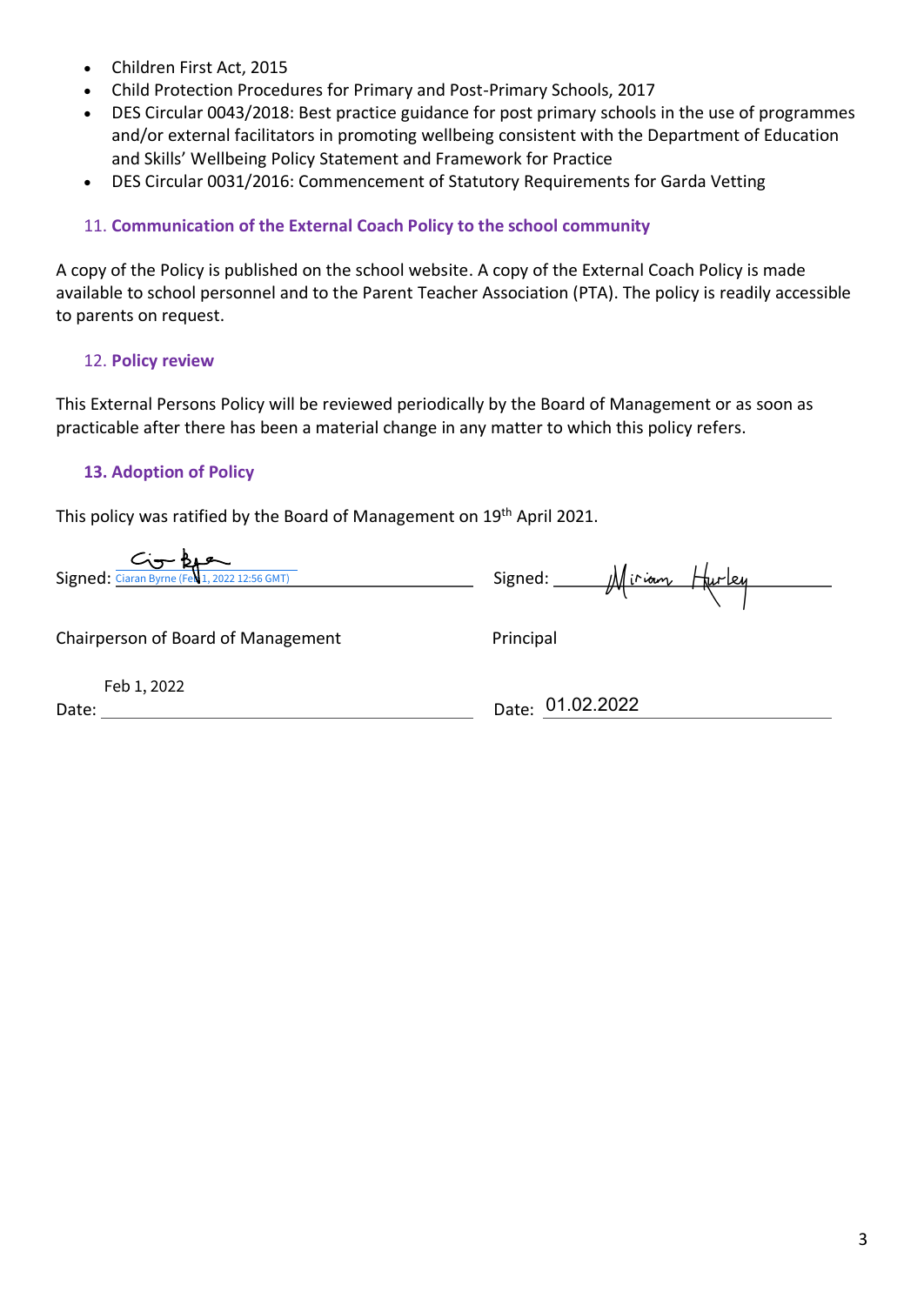- Children First Act, 2015
- Child Protection Procedures for Primary and Post-Primary Schools, 2017
- DES Circular 0043/2018: Best practice guidance for post primary schools in the use of programmes and/or external facilitators in promoting wellbeing consistent with the Department of Education and Skills' Wellbeing Policy Statement and Framework for Practice
- DES Circular 0031/2016: Commencement of Statutory Requirements for Garda Vetting

## 11. Communication of the External Coach Policy to the school community

A copy of the Policy is published on the school website. A copy of the External Coach Policy is made available to school personnel and to the Parent Teacher Association (PTA). The policy is readily accessible to parents on request.

## 12. Policy review

This External Persons Policy will be reviewed periodically by the Board of Management or as soon as practicable after there has been a material change in any matter to which this policy refers.

## 13. Adoption of Policy

This policy was ratified by the Board of Management on 19th April 2021.

Signed: Ciaran Byrne (Feb 1, 2022 12:56 GMT)

Chairperson of Board of Management

Date: Feb 1, 2022

Signed: Miriam Hurley

Principal

Date: 01.02.2022